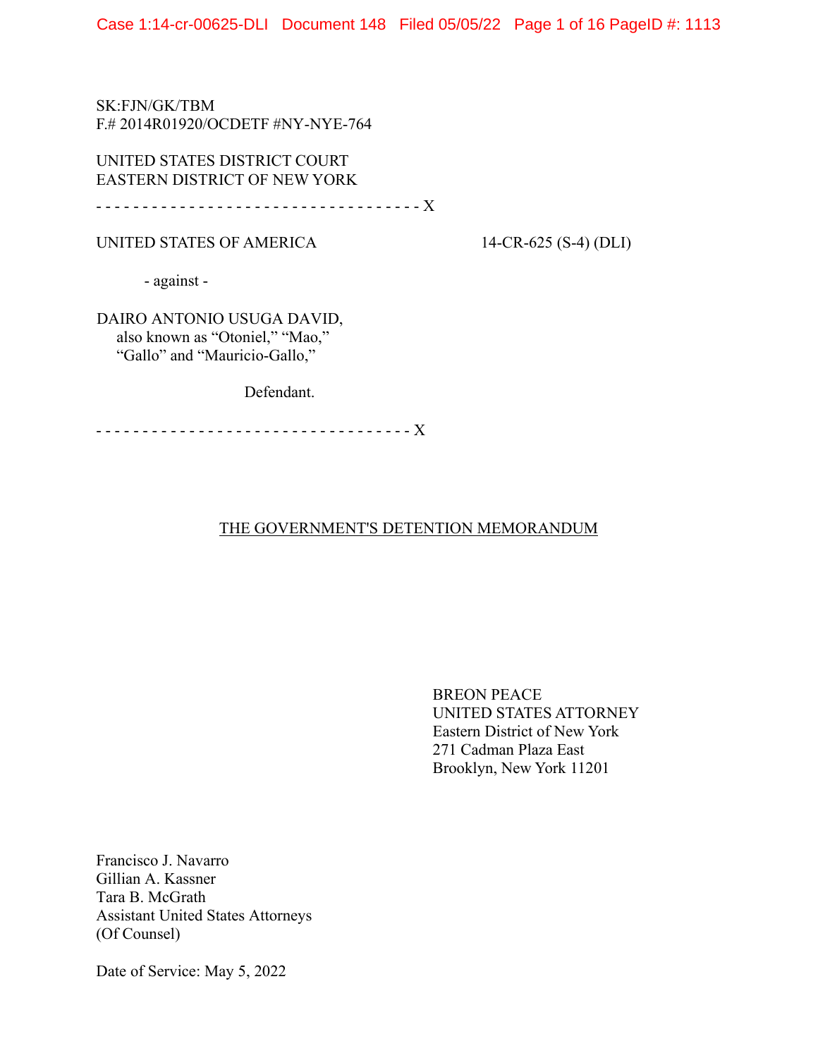SK:FJN/GK/TBM
F.# 2014R01920/OCDETF #NY-NYE-764

UNITED STATES DISTRICT COURT
EASTERN DISTRICT OF NEW YORK

- - - - - - - - - - - - - - - - - - - - - - - - - - - - - - - - - - - X

UNITED STATES OF AMERICA 14-CR-625 (S-4) (DLI)

- against -

DAIRO ANTONIO USUGA DAVID,
also known as "Otoniel," "Mao,"
"Gallo" and "Mauricio-Gallo,"

Defendant.

- - - - - - - - - - - - - - - - - - - - - - - - - - - - - - - - - - X

THE GOVERNMENT'S DETENTION MEMORANDUM

BREON PEACE
UNITED STATES ATTORNEY
Eastern District of New York
271 Cadman Plaza East
Brooklyn, New York 11201

Francisco J. Navarro
Gillian A. Kassner
Tara B. McGrath
Assistant United States Attorneys
(Of Counsel)

Date of Service: May 5, 2022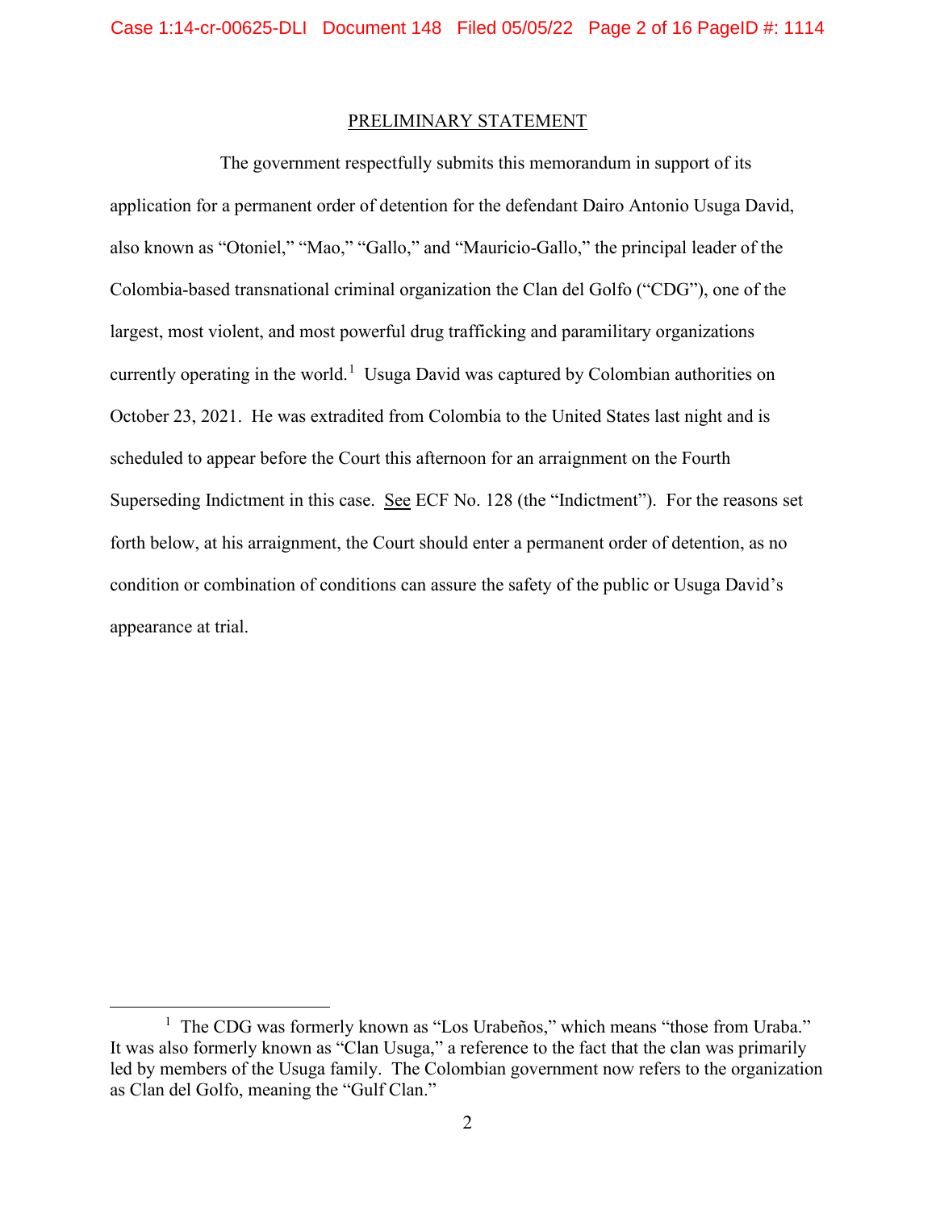## PRELIMINARY STATEMENT

The government respectfully submits this memorandum in support of its application for a permanent order of detention for the defendant Dairo Antonio Usuga David, also known as "Otoniel," "Mao," "Gallo," and "Mauricio-Gallo," the principal leader of the Colombia-based transnational criminal organization the Clan del Golfo ("CDG"), one of the largest, most violent, and most powerful drug trafficking and paramilitary organizations currently operating in the world.[1] Usuga David was captured by Colombian authorities on October 23, 2021. He was extradited from Colombia to the United States last night and is scheduled to appear before the Court this afternoon for an arraignment on the Fourth Superseding Indictment in this case. See ECF No. 128 (the "Indictment"). For the reasons set forth below, at his arraignment, the Court should enter a permanent order of detention, as no condition or combination of conditions can assure the safety of the public or Usuga David's appearance at trial.

---

[1] The CDG was formerly known as "Los Urabeños," which means "those from Uraba." It was also formerly known as "Clan Usuga," a reference to the fact that the clan was primarily led by members of the Usuga family. The Colombian government now refers to the organization as Clan del Golfo, meaning the "Gulf Clan."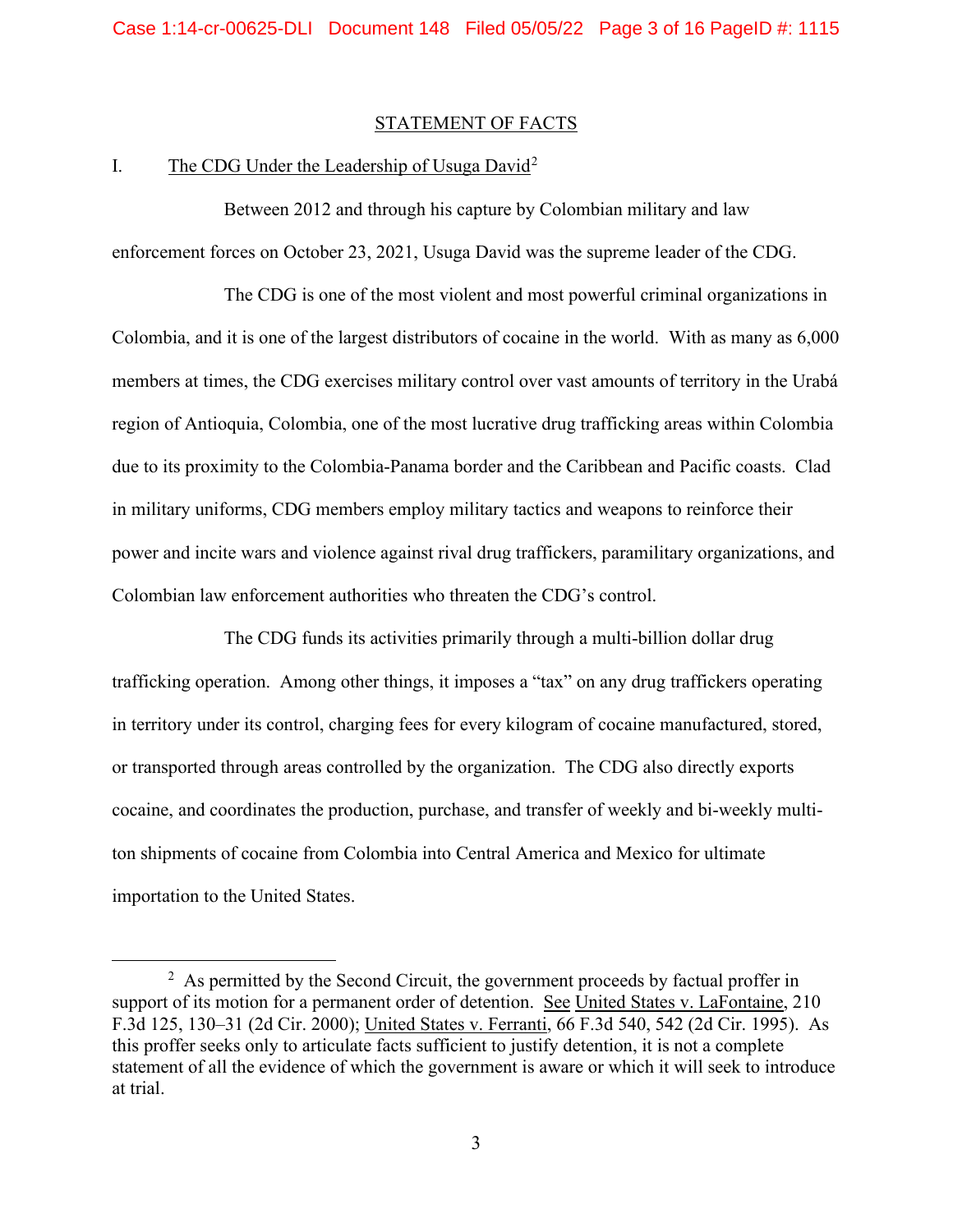## STATEMENT OF FACTS

### I. The CDG Under the Leadership of Usuga David[2]

Between 2012 and through his capture by Colombian military and law enforcement forces on October 23, 2021, Usuga David was the supreme leader of the CDG.

The CDG is one of the most violent and most powerful criminal organizations in Colombia, and it is one of the largest distributors of cocaine in the world. With as many as 6,000 members at times, the CDG exercises military control over vast amounts of territory in the Urabá region of Antioquia, Colombia, one of the most lucrative drug trafficking areas within Colombia due to its proximity to the Colombia-Panama border and the Caribbean and Pacific coasts. Clad in military uniforms, CDG members employ military tactics and weapons to reinforce their power and incite wars and violence against rival drug traffickers, paramilitary organizations, and Colombian law enforcement authorities who threaten the CDG's control.

The CDG funds its activities primarily through a multi-billion dollar drug trafficking operation. Among other things, it imposes a "tax" on any drug traffickers operating in territory under its control, charging fees for every kilogram of cocaine manufactured, stored, or transported through areas controlled by the organization. The CDG also directly exports cocaine, and coordinates the production, purchase, and transfer of weekly and bi-weekly multi-ton shipments of cocaine from Colombia into Central America and Mexico for ultimate importation to the United States.

---

[2] As permitted by the Second Circuit, the government proceeds by factual proffer in support of its motion for a permanent order of detention. See United States v. LaFontaine, 210 F.3d 125, 130–31 (2d Cir. 2000); United States v. Ferranti, 66 F.3d 540, 542 (2d Cir. 1995). As this proffer seeks only to articulate facts sufficient to justify detention, it is not a complete statement of all the evidence of which the government is aware or which it will seek to introduce at trial.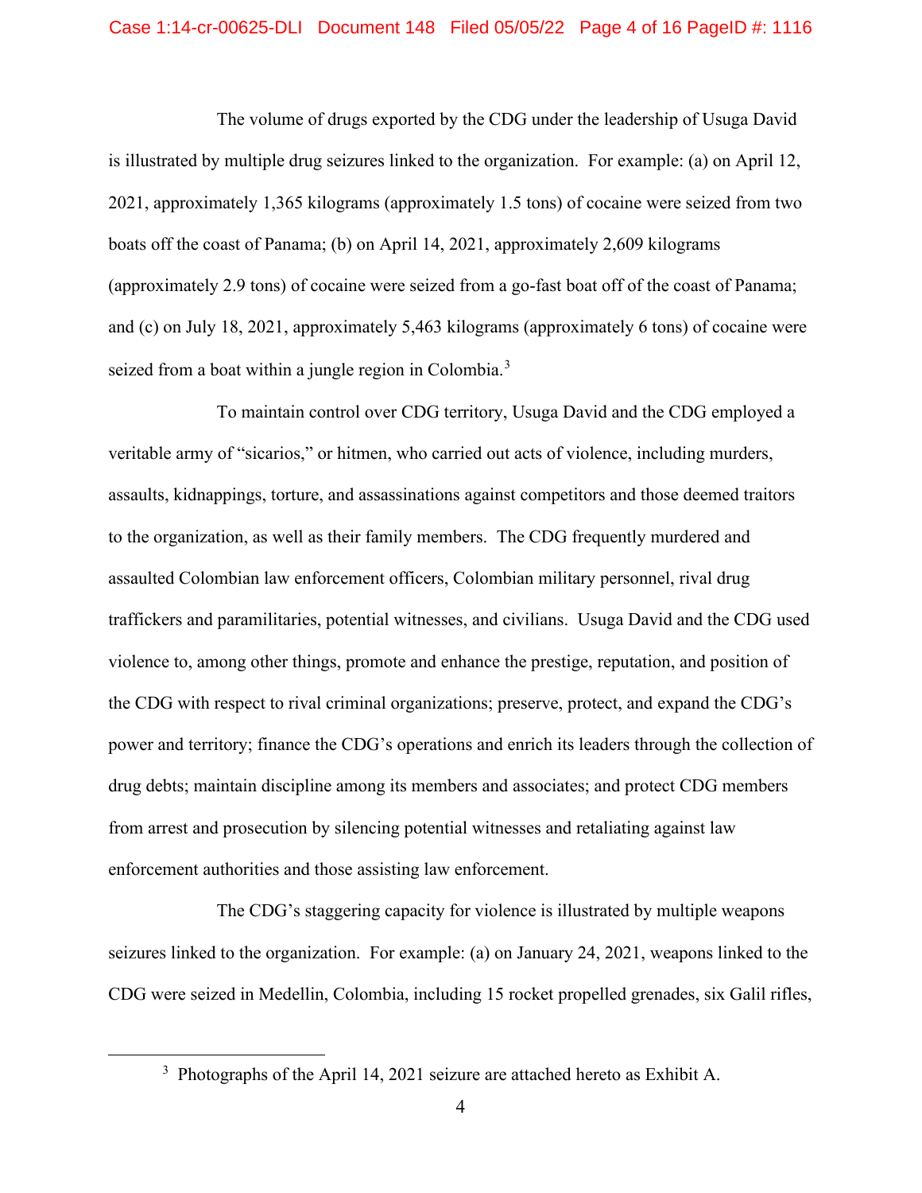The volume of drugs exported by the CDG under the leadership of Usuga David is illustrated by multiple drug seizures linked to the organization. For example: (a) on April 12, 2021, approximately 1,365 kilograms (approximately 1.5 tons) of cocaine were seized from two boats off the coast of Panama; (b) on April 14, 2021, approximately 2,609 kilograms (approximately 2.9 tons) of cocaine were seized from a go-fast boat off of the coast of Panama; and (c) on July 18, 2021, approximately 5,463 kilograms (approximately 6 tons) of cocaine were seized from a boat within a jungle region in Colombia.[3]

To maintain control over CDG territory, Usuga David and the CDG employed a veritable army of "sicarios," or hitmen, who carried out acts of violence, including murders, assaults, kidnappings, torture, and assassinations against competitors and those deemed traitors to the organization, as well as their family members. The CDG frequently murdered and assaulted Colombian law enforcement officers, Colombian military personnel, rival drug traffickers and paramilitaries, potential witnesses, and civilians. Usuga David and the CDG used violence to, among other things, promote and enhance the prestige, reputation, and position of the CDG with respect to rival criminal organizations; preserve, protect, and expand the CDG's power and territory; finance the CDG's operations and enrich its leaders through the collection of drug debts; maintain discipline among its members and associates; and protect CDG members from arrest and prosecution by silencing potential witnesses and retaliating against law enforcement authorities and those assisting law enforcement.

The CDG's staggering capacity for violence is illustrated by multiple weapons seizures linked to the organization. For example: (a) on January 24, 2021, weapons linked to the CDG were seized in Medellin, Colombia, including 15 rocket propelled grenades, six Galil rifles,

[3] Photographs of the April 14, 2021 seizure are attached hereto as Exhibit A.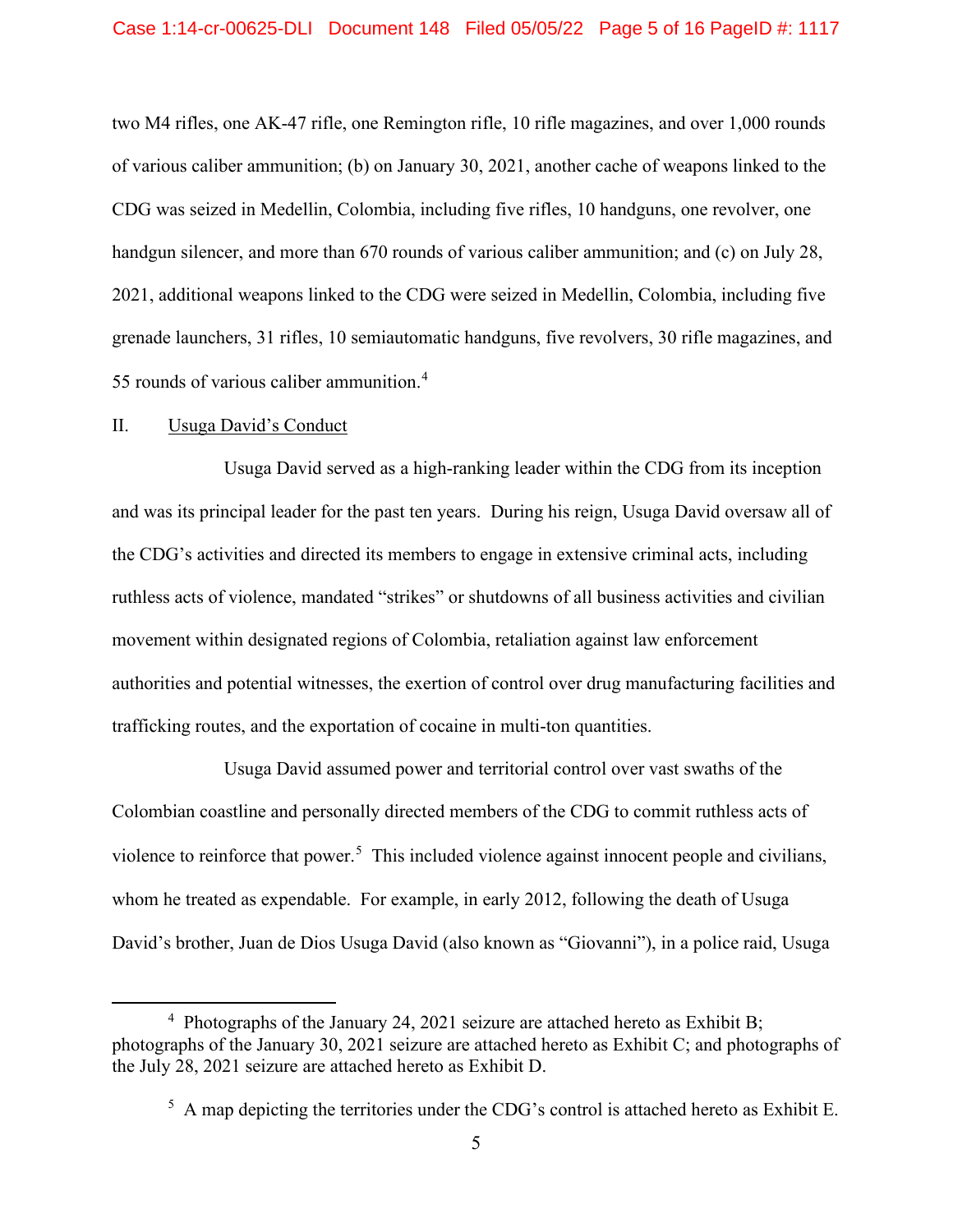two M4 rifles, one AK-47 rifle, one Remington rifle, 10 rifle magazines, and over 1,000 rounds of various caliber ammunition; (b) on January 30, 2021, another cache of weapons linked to the CDG was seized in Medellin, Colombia, including five rifles, 10 handguns, one revolver, one handgun silencer, and more than 670 rounds of various caliber ammunition; and (c) on July 28, 2021, additional weapons linked to the CDG were seized in Medellin, Colombia, including five grenade launchers, 31 rifles, 10 semiautomatic handguns, five revolvers, 30 rifle magazines, and 55 rounds of various caliber ammunition.[4]

II. Usuga David's Conduct

Usuga David served as a high-ranking leader within the CDG from its inception and was its principal leader for the past ten years. During his reign, Usuga David oversaw all of the CDG's activities and directed its members to engage in extensive criminal acts, including ruthless acts of violence, mandated "strikes" or shutdowns of all business activities and civilian movement within designated regions of Colombia, retaliation against law enforcement authorities and potential witnesses, the exertion of control over drug manufacturing facilities and trafficking routes, and the exportation of cocaine in multi-ton quantities.

Usuga David assumed power and territorial control over vast swaths of the Colombian coastline and personally directed members of the CDG to commit ruthless acts of violence to reinforce that power.[5] This included violence against innocent people and civilians, whom he treated as expendable. For example, in early 2012, following the death of Usuga David's brother, Juan de Dios Usuga David (also known as "Giovanni"), in a police raid, Usuga

---

[4] Photographs of the January 24, 2021 seizure are attached hereto as Exhibit B; photographs of the January 30, 2021 seizure are attached hereto as Exhibit C; and photographs of the July 28, 2021 seizure are attached hereto as Exhibit D.

[5] A map depicting the territories under the CDG's control is attached hereto as Exhibit E.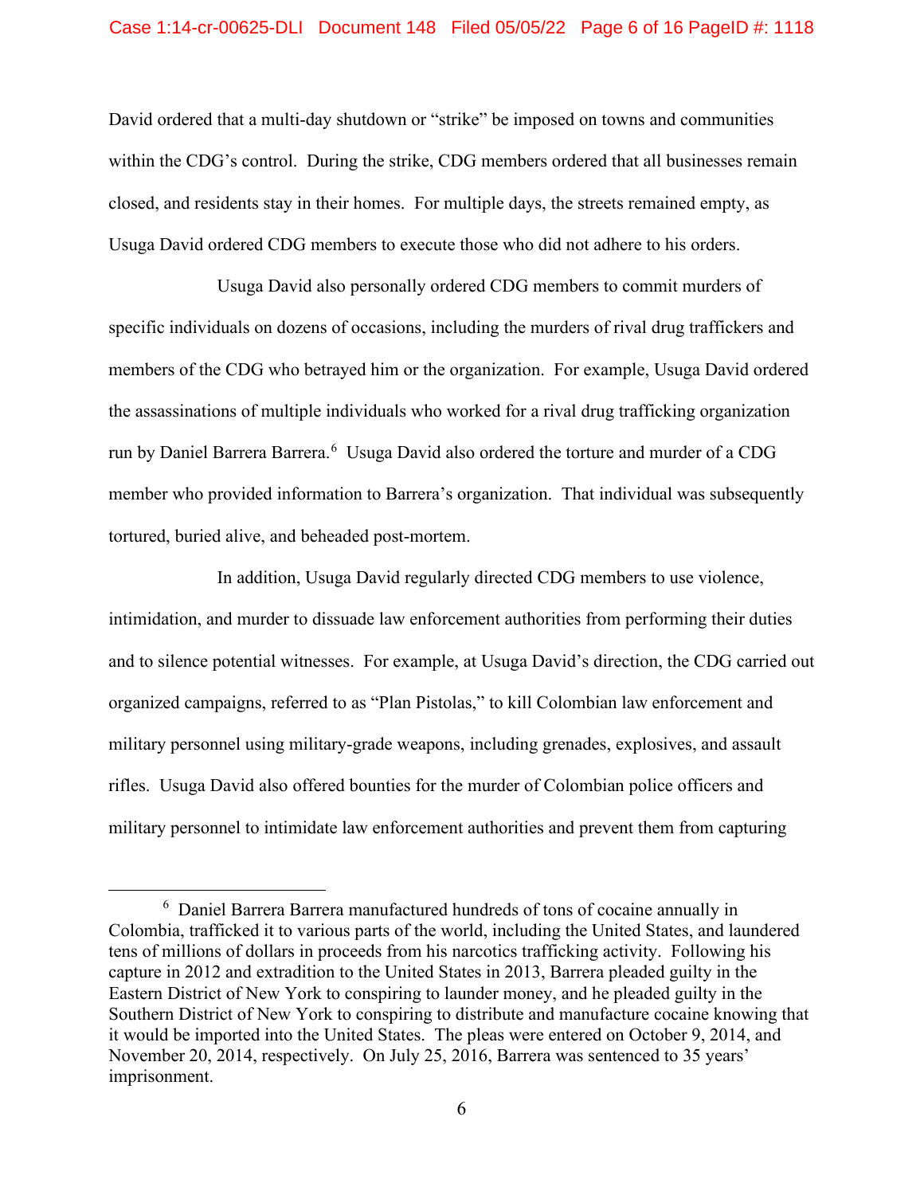David ordered that a multi-day shutdown or "strike" be imposed on towns and communities within the CDG's control. During the strike, CDG members ordered that all businesses remain closed, and residents stay in their homes. For multiple days, the streets remained empty, as Usuga David ordered CDG members to execute those who did not adhere to his orders.

Usuga David also personally ordered CDG members to commit murders of specific individuals on dozens of occasions, including the murders of rival drug traffickers and members of the CDG who betrayed him or the organization. For example, Usuga David ordered the assassinations of multiple individuals who worked for a rival drug trafficking organization run by Daniel Barrera Barrera.[6] Usuga David also ordered the torture and murder of a CDG member who provided information to Barrera's organization. That individual was subsequently tortured, buried alive, and beheaded post-mortem.

In addition, Usuga David regularly directed CDG members to use violence, intimidation, and murder to dissuade law enforcement authorities from performing their duties and to silence potential witnesses. For example, at Usuga David's direction, the CDG carried out organized campaigns, referred to as "Plan Pistolas," to kill Colombian law enforcement and military personnel using military-grade weapons, including grenades, explosives, and assault rifles. Usuga David also offered bounties for the murder of Colombian police officers and military personnel to intimidate law enforcement authorities and prevent them from capturing

---

[6] Daniel Barrera Barrera manufactured hundreds of tons of cocaine annually in Colombia, trafficked it to various parts of the world, including the United States, and laundered tens of millions of dollars in proceeds from his narcotics trafficking activity. Following his capture in 2012 and extradition to the United States in 2013, Barrera pleaded guilty in the Eastern District of New York to conspiring to launder money, and he pleaded guilty in the Southern District of New York to conspiring to distribute and manufacture cocaine knowing that it would be imported into the United States. The pleas were entered on October 9, 2014, and November 20, 2014, respectively. On July 25, 2016, Barrera was sentenced to 35 years' imprisonment.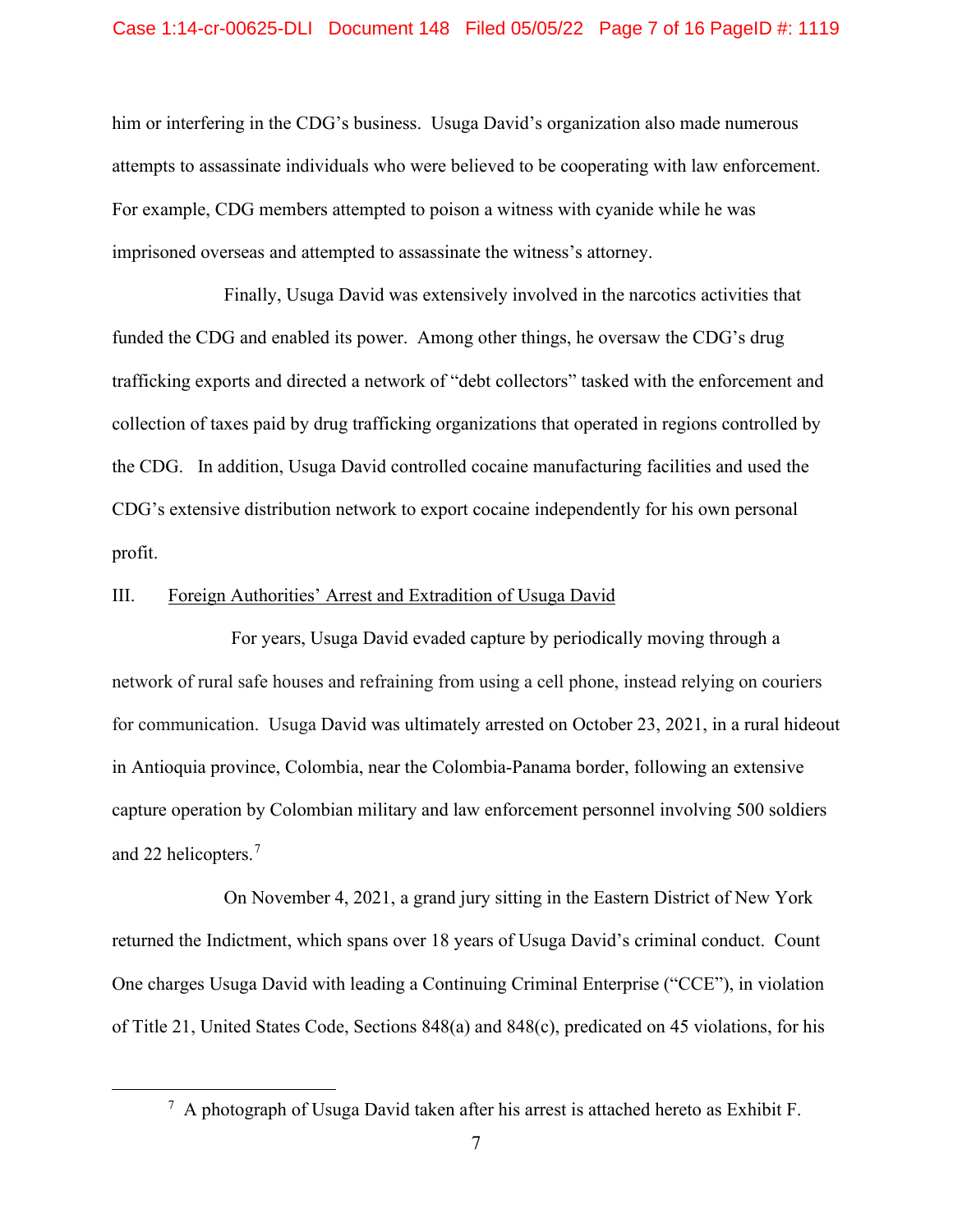him or interfering in the CDG's business. Usuga David's organization also made numerous attempts to assassinate individuals who were believed to be cooperating with law enforcement. For example, CDG members attempted to poison a witness with cyanide while he was imprisoned overseas and attempted to assassinate the witness's attorney.

Finally, Usuga David was extensively involved in the narcotics activities that funded the CDG and enabled its power. Among other things, he oversaw the CDG's drug trafficking exports and directed a network of "debt collectors" tasked with the enforcement and collection of taxes paid by drug trafficking organizations that operated in regions controlled by the CDG. In addition, Usuga David controlled cocaine manufacturing facilities and used the CDG's extensive distribution network to export cocaine independently for his own personal profit.

## III. Foreign Authorities' Arrest and Extradition of Usuga David

For years, Usuga David evaded capture by periodically moving through a network of rural safe houses and refraining from using a cell phone, instead relying on couriers for communication. Usuga David was ultimately arrested on October 23, 2021, in a rural hideout in Antioquia province, Colombia, near the Colombia-Panama border, following an extensive capture operation by Colombian military and law enforcement personnel involving 500 soldiers and 22 helicopters.[7]

On November 4, 2021, a grand jury sitting in the Eastern District of New York returned the Indictment, which spans over 18 years of Usuga David's criminal conduct. Count One charges Usuga David with leading a Continuing Criminal Enterprise ("CCE"), in violation of Title 21, United States Code, Sections 848(a) and 848(c), predicated on 45 violations, for his

---

[7] A photograph of Usuga David taken after his arrest is attached hereto as Exhibit F.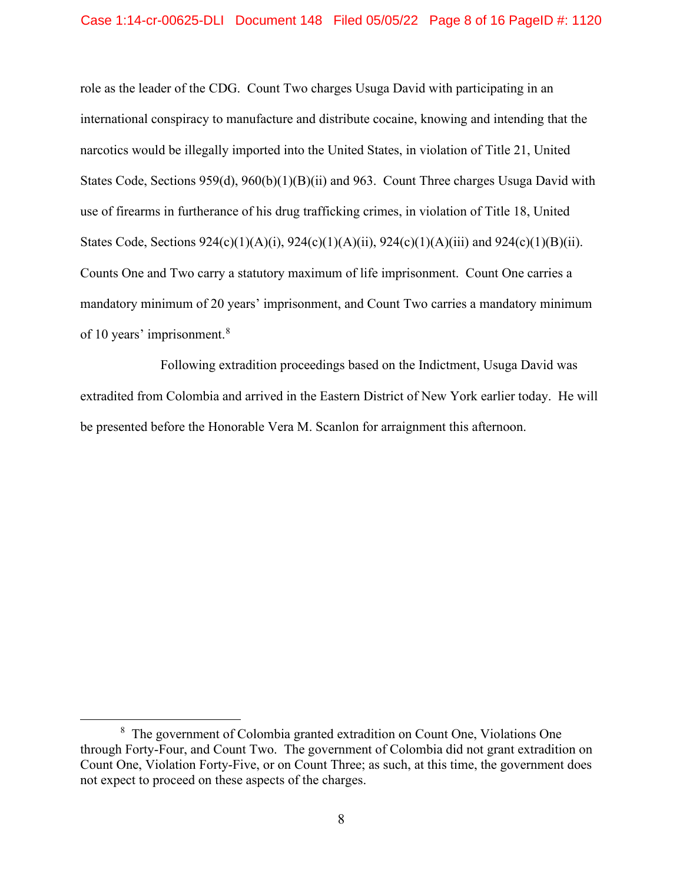role as the leader of the CDG. Count Two charges Usuga David with participating in an international conspiracy to manufacture and distribute cocaine, knowing and intending that the narcotics would be illegally imported into the United States, in violation of Title 21, United States Code, Sections 959(d), 960(b)(1)(B)(ii) and 963. Count Three charges Usuga David with use of firearms in furtherance of his drug trafficking crimes, in violation of Title 18, United States Code, Sections 924(c)(1)(A)(i), 924(c)(1)(A)(ii), 924(c)(1)(A)(iii) and 924(c)(1)(B)(ii). Counts One and Two carry a statutory maximum of life imprisonment. Count One carries a mandatory minimum of 20 years' imprisonment, and Count Two carries a mandatory minimum of 10 years' imprisonment.[8]

Following extradition proceedings based on the Indictment, Usuga David was extradited from Colombia and arrived in the Eastern District of New York earlier today. He will be presented before the Honorable Vera M. Scanlon for arraignment this afternoon.

---

[8] The government of Colombia granted extradition on Count One, Violations One through Forty-Four, and Count Two. The government of Colombia did not grant extradition on Count One, Violation Forty-Five, or on Count Three; as such, at this time, the government does not expect to proceed on these aspects of the charges.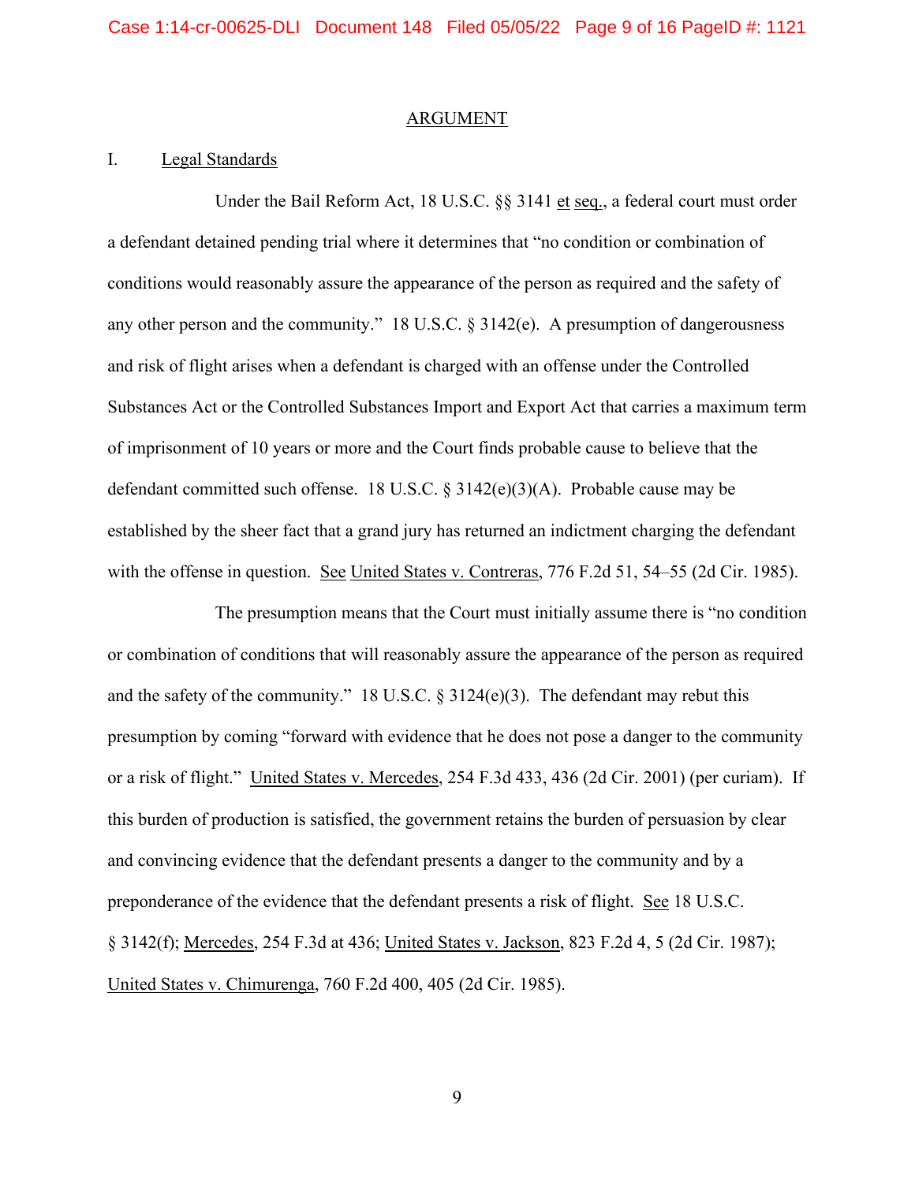## ARGUMENT

### I. Legal Standards

Under the Bail Reform Act, 18 U.S.C. §§ 3141 et seq., a federal court must order a defendant detained pending trial where it determines that "no condition or combination of conditions would reasonably assure the appearance of the person as required and the safety of any other person and the community." 18 U.S.C. § 3142(e). A presumption of dangerousness and risk of flight arises when a defendant is charged with an offense under the Controlled Substances Act or the Controlled Substances Import and Export Act that carries a maximum term of imprisonment of 10 years or more and the Court finds probable cause to believe that the defendant committed such offense. 18 U.S.C. § 3142(e)(3)(A). Probable cause may be established by the sheer fact that a grand jury has returned an indictment charging the defendant with the offense in question. See United States v. Contreras, 776 F.2d 51, 54–55 (2d Cir. 1985).

The presumption means that the Court must initially assume there is "no condition or combination of conditions that will reasonably assure the appearance of the person as required and the safety of the community." 18 U.S.C. § 3124(e)(3). The defendant may rebut this presumption by coming "forward with evidence that he does not pose a danger to the community or a risk of flight." United States v. Mercedes, 254 F.3d 433, 436 (2d Cir. 2001) (per curiam). If this burden of production is satisfied, the government retains the burden of persuasion by clear and convincing evidence that the defendant presents a danger to the community and by a preponderance of the evidence that the defendant presents a risk of flight. See 18 U.S.C. § 3142(f); Mercedes, 254 F.3d at 436; United States v. Jackson, 823 F.2d 4, 5 (2d Cir. 1987); United States v. Chimurenga, 760 F.2d 400, 405 (2d Cir. 1985).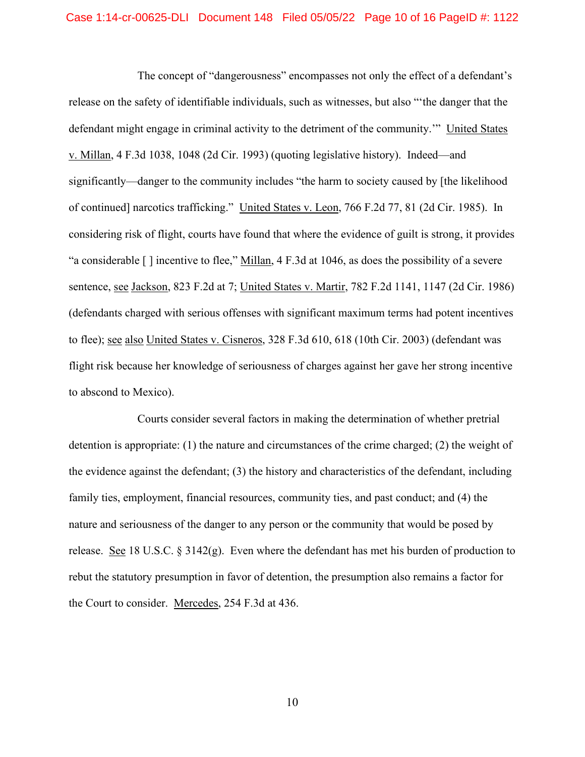The concept of "dangerousness" encompasses not only the effect of a defendant's release on the safety of identifiable individuals, such as witnesses, but also "'the danger that the defendant might engage in criminal activity to the detriment of the community.'" United States v. Millan, 4 F.3d 1038, 1048 (2d Cir. 1993) (quoting legislative history). Indeed—and significantly—danger to the community includes "the harm to society caused by [the likelihood of continued] narcotics trafficking." United States v. Leon, 766 F.2d 77, 81 (2d Cir. 1985). In considering risk of flight, courts have found that where the evidence of guilt is strong, it provides "a considerable [ ] incentive to flee," Millan, 4 F.3d at 1046, as does the possibility of a severe sentence, see Jackson, 823 F.2d at 7; United States v. Martir, 782 F.2d 1141, 1147 (2d Cir. 1986) (defendants charged with serious offenses with significant maximum terms had potent incentives to flee); see also United States v. Cisneros, 328 F.3d 610, 618 (10th Cir. 2003) (defendant was flight risk because her knowledge of seriousness of charges against her gave her strong incentive to abscond to Mexico).

Courts consider several factors in making the determination of whether pretrial detention is appropriate: (1) the nature and circumstances of the crime charged; (2) the weight of the evidence against the defendant; (3) the history and characteristics of the defendant, including family ties, employment, financial resources, community ties, and past conduct; and (4) the nature and seriousness of the danger to any person or the community that would be posed by release. See 18 U.S.C. § 3142(g). Even where the defendant has met his burden of production to rebut the statutory presumption in favor of detention, the presumption also remains a factor for the Court to consider. Mercedes, 254 F.3d at 436.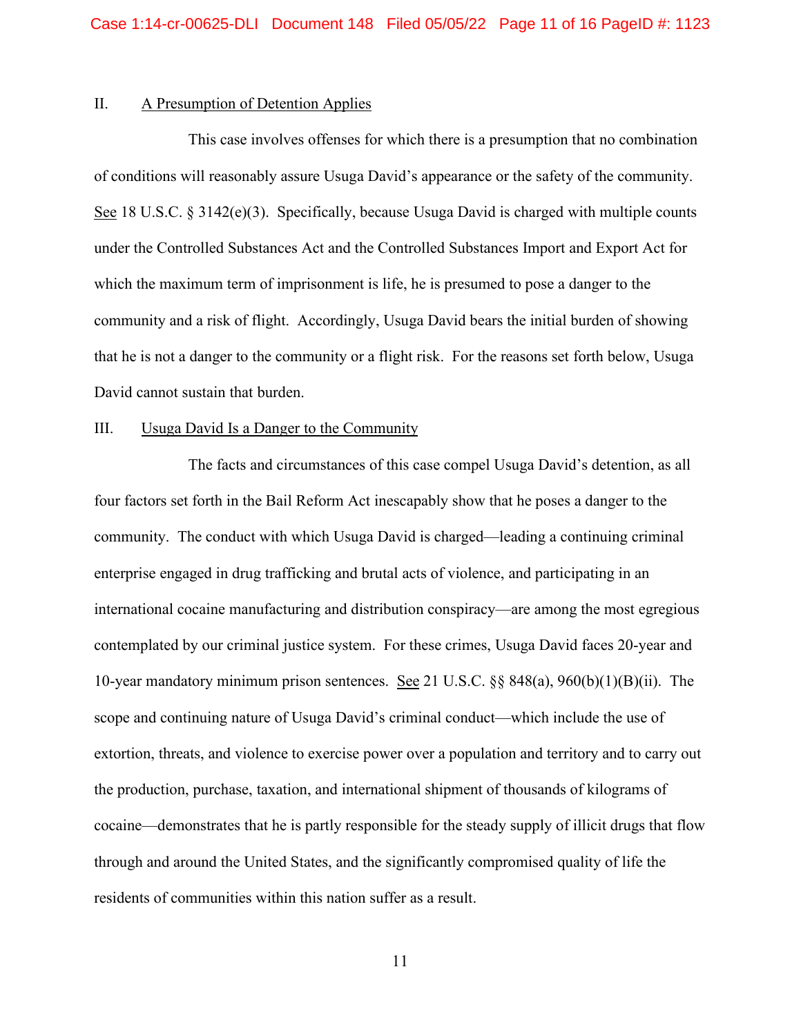## II. A Presumption of Detention Applies

This case involves offenses for which there is a presumption that no combination of conditions will reasonably assure Usuga David's appearance or the safety of the community. See 18 U.S.C. § 3142(e)(3). Specifically, because Usuga David is charged with multiple counts under the Controlled Substances Act and the Controlled Substances Import and Export Act for which the maximum term of imprisonment is life, he is presumed to pose a danger to the community and a risk of flight. Accordingly, Usuga David bears the initial burden of showing that he is not a danger to the community or a flight risk. For the reasons set forth below, Usuga David cannot sustain that burden.

## III. Usuga David Is a Danger to the Community

The facts and circumstances of this case compel Usuga David's detention, as all four factors set forth in the Bail Reform Act inescapably show that he poses a danger to the community. The conduct with which Usuga David is charged—leading a continuing criminal enterprise engaged in drug trafficking and brutal acts of violence, and participating in an international cocaine manufacturing and distribution conspiracy—are among the most egregious contemplated by our criminal justice system. For these crimes, Usuga David faces 20-year and 10-year mandatory minimum prison sentences. See 21 U.S.C. §§ 848(a), 960(b)(1)(B)(ii). The scope and continuing nature of Usuga David's criminal conduct—which include the use of extortion, threats, and violence to exercise power over a population and territory and to carry out the production, purchase, taxation, and international shipment of thousands of kilograms of cocaine—demonstrates that he is partly responsible for the steady supply of illicit drugs that flow through and around the United States, and the significantly compromised quality of life the residents of communities within this nation suffer as a result.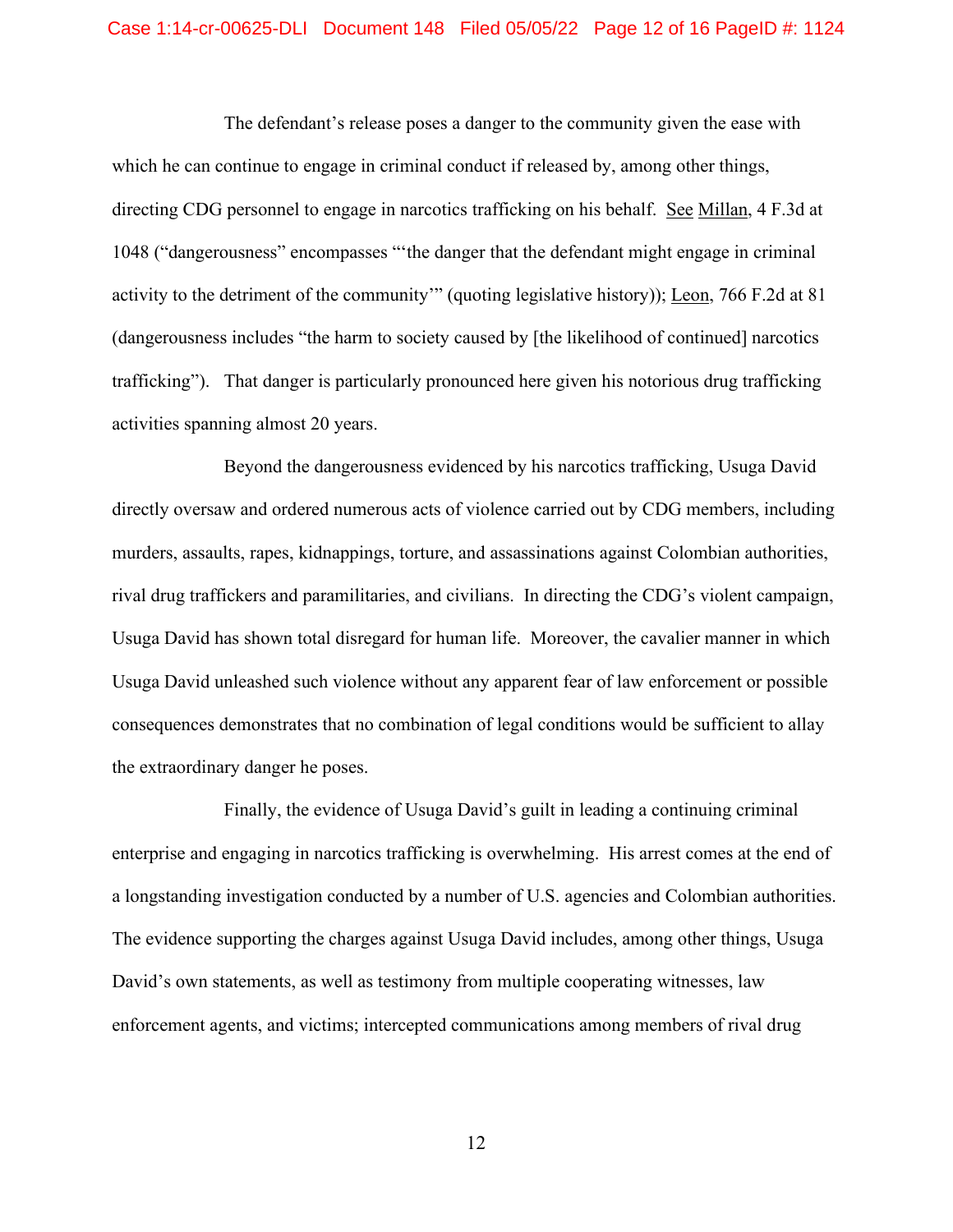The defendant's release poses a danger to the community given the ease with which he can continue to engage in criminal conduct if released by, among other things, directing CDG personnel to engage in narcotics trafficking on his behalf. See Millan, 4 F.3d at 1048 ("dangerousness" encompasses "'the danger that the defendant might engage in criminal activity to the detriment of the community'" (quoting legislative history)); Leon, 766 F.2d at 81 (dangerousness includes "the harm to society caused by [the likelihood of continued] narcotics trafficking"). That danger is particularly pronounced here given his notorious drug trafficking activities spanning almost 20 years.

Beyond the dangerousness evidenced by his narcotics trafficking, Usuga David directly oversaw and ordered numerous acts of violence carried out by CDG members, including murders, assaults, rapes, kidnappings, torture, and assassinations against Colombian authorities, rival drug traffickers and paramilitaries, and civilians. In directing the CDG's violent campaign, Usuga David has shown total disregard for human life. Moreover, the cavalier manner in which Usuga David unleashed such violence without any apparent fear of law enforcement or possible consequences demonstrates that no combination of legal conditions would be sufficient to allay the extraordinary danger he poses.

Finally, the evidence of Usuga David's guilt in leading a continuing criminal enterprise and engaging in narcotics trafficking is overwhelming. His arrest comes at the end of a longstanding investigation conducted by a number of U.S. agencies and Colombian authorities. The evidence supporting the charges against Usuga David includes, among other things, Usuga David's own statements, as well as testimony from multiple cooperating witnesses, law enforcement agents, and victims; intercepted communications among members of rival drug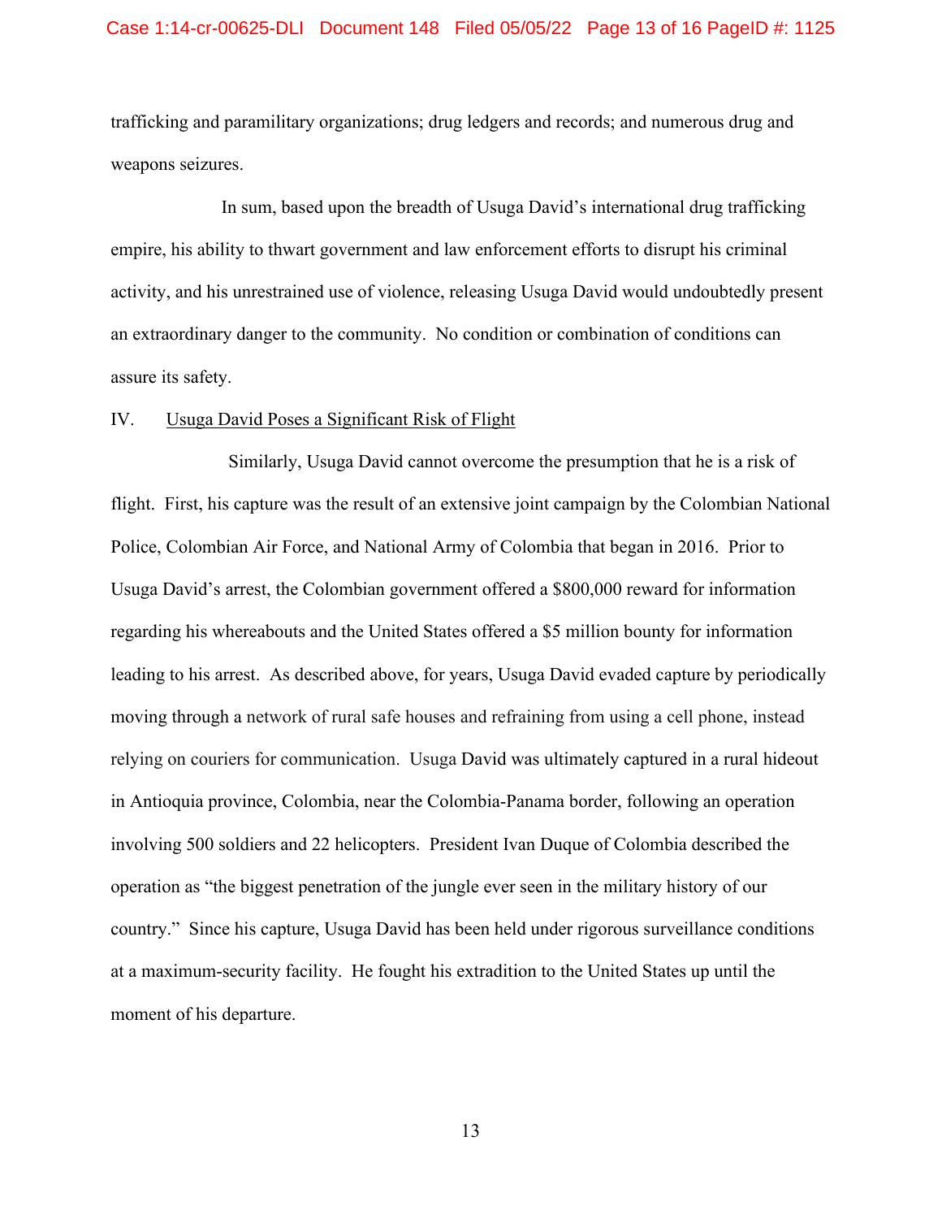trafficking and paramilitary organizations; drug ledgers and records; and numerous drug and weapons seizures.

In sum, based upon the breadth of Usuga David's international drug trafficking empire, his ability to thwart government and law enforcement efforts to disrupt his criminal activity, and his unrestrained use of violence, releasing Usuga David would undoubtedly present an extraordinary danger to the community. No condition or combination of conditions can assure its safety.

## IV. Usuga David Poses a Significant Risk of Flight

Similarly, Usuga David cannot overcome the presumption that he is a risk of flight. First, his capture was the result of an extensive joint campaign by the Colombian National Police, Colombian Air Force, and National Army of Colombia that began in 2016. Prior to Usuga David's arrest, the Colombian government offered a $800,000 reward for information regarding his whereabouts and the United States offered a $5 million bounty for information leading to his arrest. As described above, for years, Usuga David evaded capture by periodically moving through a network of rural safe houses and refraining from using a cell phone, instead relying on couriers for communication. Usuga David was ultimately captured in a rural hideout in Antioquia province, Colombia, near the Colombia-Panama border, following an operation involving 500 soldiers and 22 helicopters. President Ivan Duque of Colombia described the operation as "the biggest penetration of the jungle ever seen in the military history of our country." Since his capture, Usuga David has been held under rigorous surveillance conditions at a maximum-security facility. He fought his extradition to the United States up until the moment of his departure.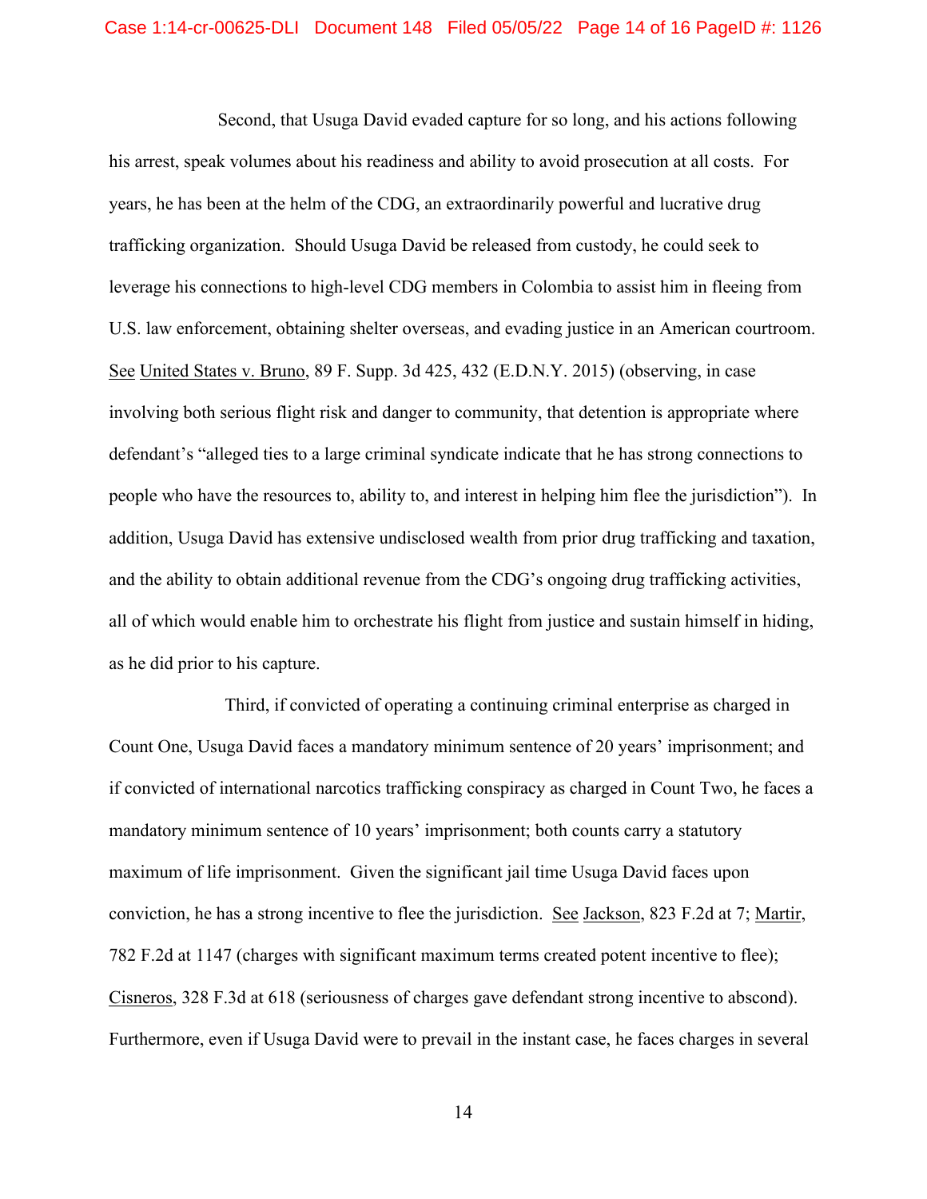Second, that Usuga David evaded capture for so long, and his actions following his arrest, speak volumes about his readiness and ability to avoid prosecution at all costs. For years, he has been at the helm of the CDG, an extraordinarily powerful and lucrative drug trafficking organization. Should Usuga David be released from custody, he could seek to leverage his connections to high-level CDG members in Colombia to assist him in fleeing from U.S. law enforcement, obtaining shelter overseas, and evading justice in an American courtroom. See United States v. Bruno, 89 F. Supp. 3d 425, 432 (E.D.N.Y. 2015) (observing, in case involving both serious flight risk and danger to community, that detention is appropriate where defendant's "alleged ties to a large criminal syndicate indicate that he has strong connections to people who have the resources to, ability to, and interest in helping him flee the jurisdiction"). In addition, Usuga David has extensive undisclosed wealth from prior drug trafficking and taxation, and the ability to obtain additional revenue from the CDG's ongoing drug trafficking activities, all of which would enable him to orchestrate his flight from justice and sustain himself in hiding, as he did prior to his capture.

Third, if convicted of operating a continuing criminal enterprise as charged in Count One, Usuga David faces a mandatory minimum sentence of 20 years' imprisonment; and if convicted of international narcotics trafficking conspiracy as charged in Count Two, he faces a mandatory minimum sentence of 10 years' imprisonment; both counts carry a statutory maximum of life imprisonment. Given the significant jail time Usuga David faces upon conviction, he has a strong incentive to flee the jurisdiction. See Jackson, 823 F.2d at 7; Martir, 782 F.2d at 1147 (charges with significant maximum terms created potent incentive to flee); Cisneros, 328 F.3d at 618 (seriousness of charges gave defendant strong incentive to abscond). Furthermore, even if Usuga David were to prevail in the instant case, he faces charges in several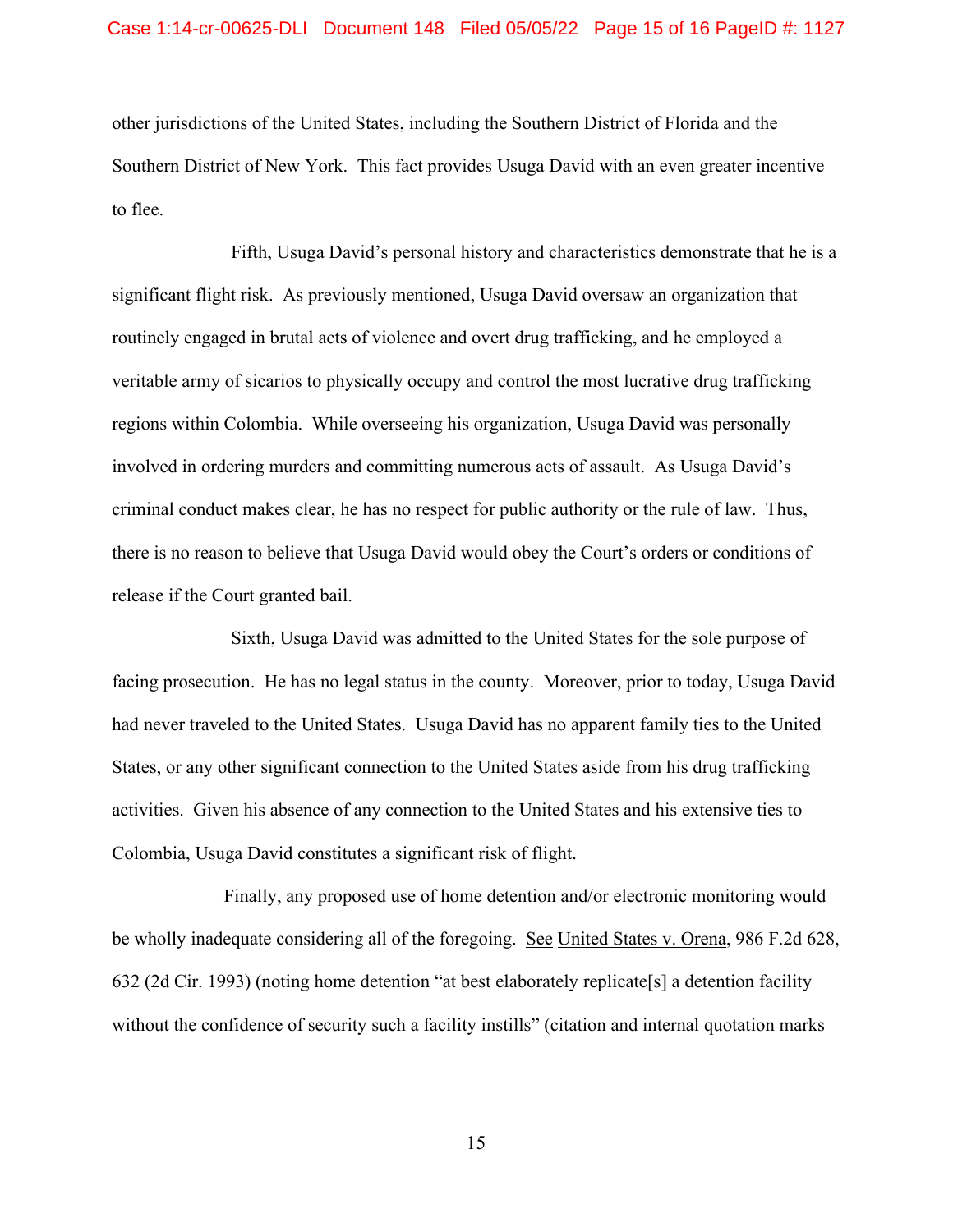other jurisdictions of the United States, including the Southern District of Florida and the Southern District of New York. This fact provides Usuga David with an even greater incentive to flee.

Fifth, Usuga David's personal history and characteristics demonstrate that he is a significant flight risk. As previously mentioned, Usuga David oversaw an organization that routinely engaged in brutal acts of violence and overt drug trafficking, and he employed a veritable army of sicarios to physically occupy and control the most lucrative drug trafficking regions within Colombia. While overseeing his organization, Usuga David was personally involved in ordering murders and committing numerous acts of assault. As Usuga David's criminal conduct makes clear, he has no respect for public authority or the rule of law. Thus, there is no reason to believe that Usuga David would obey the Court's orders or conditions of release if the Court granted bail.

Sixth, Usuga David was admitted to the United States for the sole purpose of facing prosecution. He has no legal status in the county. Moreover, prior to today, Usuga David had never traveled to the United States. Usuga David has no apparent family ties to the United States, or any other significant connection to the United States aside from his drug trafficking activities. Given his absence of any connection to the United States and his extensive ties to Colombia, Usuga David constitutes a significant risk of flight.

Finally, any proposed use of home detention and/or electronic monitoring would be wholly inadequate considering all of the foregoing. See United States v. Orena, 986 F.2d 628, 632 (2d Cir. 1993) (noting home detention "at best elaborately replicate[s] a detention facility without the confidence of security such a facility instills" (citation and internal quotation marks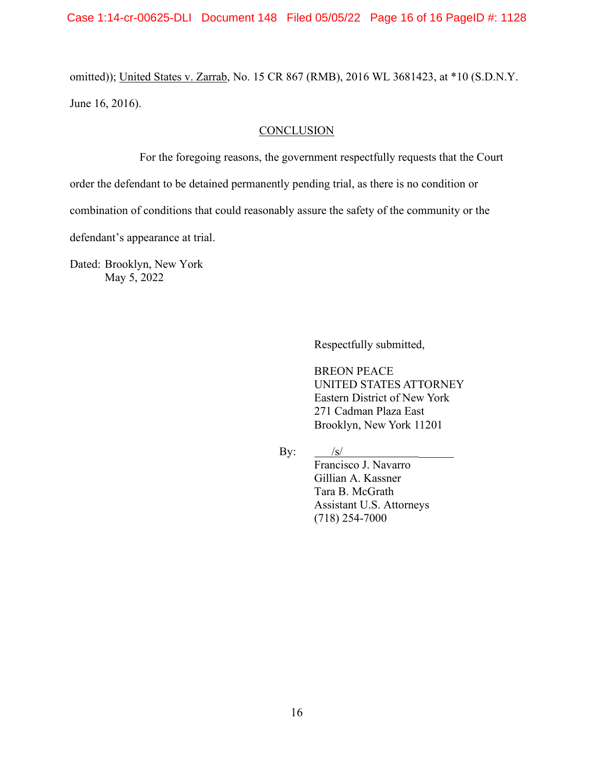omitted)); United States v. Zarrab, No. 15 CR 867 (RMB), 2016 WL 3681423, at *10 (S.D.N.Y. June 16, 2016).

## CONCLUSION

For the foregoing reasons, the government respectfully requests that the Court order the defendant to be detained permanently pending trial, as there is no condition or combination of conditions that could reasonably assure the safety of the community or the defendant's appearance at trial.

Dated: Brooklyn, New York
May 5, 2022

Respectfully submitted,

BREON PEACE
UNITED STATES ATTORNEY
Eastern District of New York
271 Cadman Plaza East
Brooklyn, New York 11201

By: /s/
Francisco J. Navarro
Gillian A. Kassner
Tara B. McGrath
Assistant U.S. Attorneys
(718) 254-7000